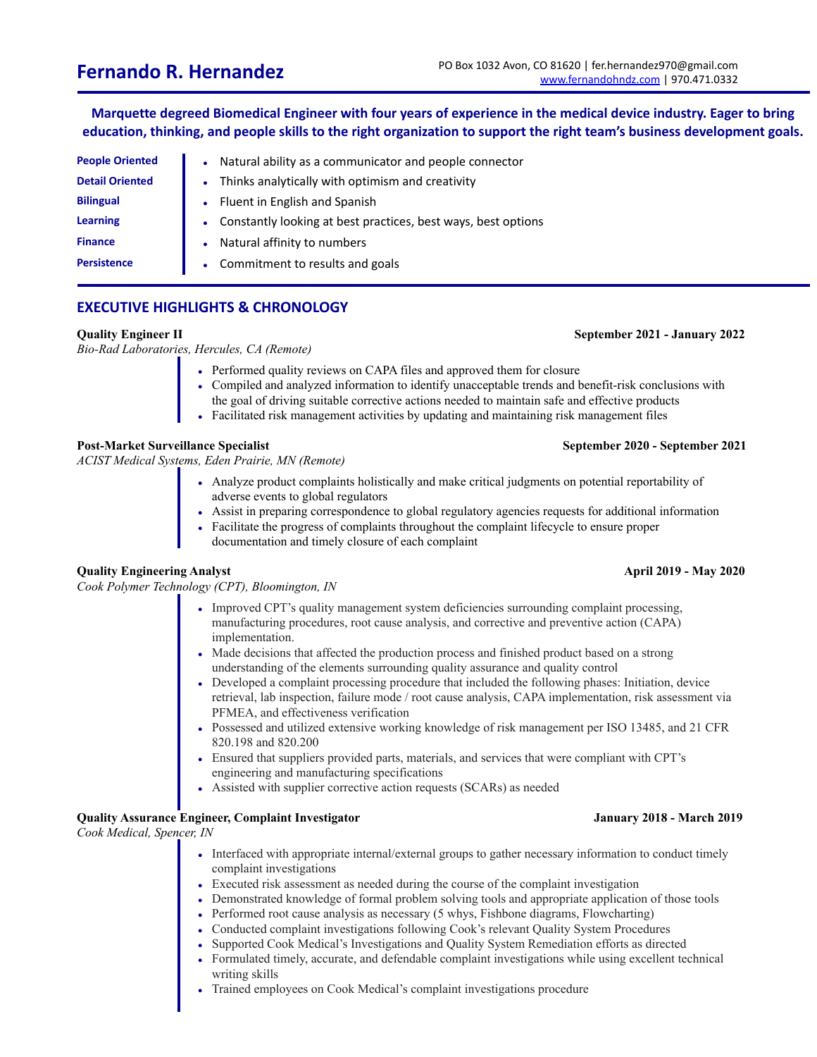# Fernando R. Hernandez

PO Box 1032 Avon, CO 81620 | fer.hernandez970@gmail.com
www.fernandohndz.com | 970.471.0332

**Marquette degreed Biomedical Engineer with four years of experience in the medical device industry. Eager to bring education, thinking, and people skills to the right organization to support the right team's business development goals.**

| | |
|---|---|
| **People Oriented** | Natural ability as a communicator and people connector |
| **Detail Oriented** | Thinks analytically with optimism and creativity |
| **Bilingual** | Fluent in English and Spanish |
| **Learning** | Constantly looking at best practices, best ways, best options |
| **Finance** | Natural affinity to numbers |
| **Persistence** | Commitment to results and goals |

## EXECUTIVE HIGHLIGHTS & CHRONOLOGY

**Quality Engineer II** — **September 2021 - January 2022**
*Bio-Rad Laboratories, Hercules, CA (Remote)*

- Performed quality reviews on CAPA files and approved them for closure
- Compiled and analyzed information to identify unacceptable trends and benefit-risk conclusions with the goal of driving suitable corrective actions needed to maintain safe and effective products
- Facilitated risk management activities by updating and maintaining risk management files

**Post-Market Surveillance Specialist** — **September 2020 - September 2021**
*ACIST Medical Systems, Eden Prairie, MN (Remote)*

- Analyze product complaints holistically and make critical judgments on potential reportability of adverse events to global regulators
- Assist in preparing correspondence to global regulatory agencies requests for additional information
- Facilitate the progress of complaints throughout the complaint lifecycle to ensure proper documentation and timely closure of each complaint

**Quality Engineering Analyst** — **April 2019 - May 2020**
*Cook Polymer Technology (CPT), Bloomington, IN*

- Improved CPT's quality management system deficiencies surrounding complaint processing, manufacturing procedures, root cause analysis, and corrective and preventive action (CAPA) implementation.
- Made decisions that affected the production process and finished product based on a strong understanding of the elements surrounding quality assurance and quality control
- Developed a complaint processing procedure that included the following phases: Initiation, device retrieval, lab inspection, failure mode / root cause analysis, CAPA implementation, risk assessment via PFMEA, and effectiveness verification
- Possessed and utilized extensive working knowledge of risk management per ISO 13485, and 21 CFR 820.198 and 820.200
- Ensured that suppliers provided parts, materials, and services that were compliant with CPT's engineering and manufacturing specifications
- Assisted with supplier corrective action requests (SCARs) as needed

**Quality Assurance Engineer, Complaint Investigator** — **January 2018 - March 2019**
*Cook Medical, Spencer, IN*

- Interfaced with appropriate internal/external groups to gather necessary information to conduct timely complaint investigations
- Executed risk assessment as needed during the course of the complaint investigation
- Demonstrated knowledge of formal problem solving tools and appropriate application of those tools
- Performed root cause analysis as necessary (5 whys, Fishbone diagrams, Flowcharting)
- Conducted complaint investigations following Cook's relevant Quality System Procedures
- Supported Cook Medical's Investigations and Quality System Remediation efforts as directed
- Formulated timely, accurate, and defendable complaint investigations while using excellent technical writing skills
- Trained employees on Cook Medical's complaint investigations procedure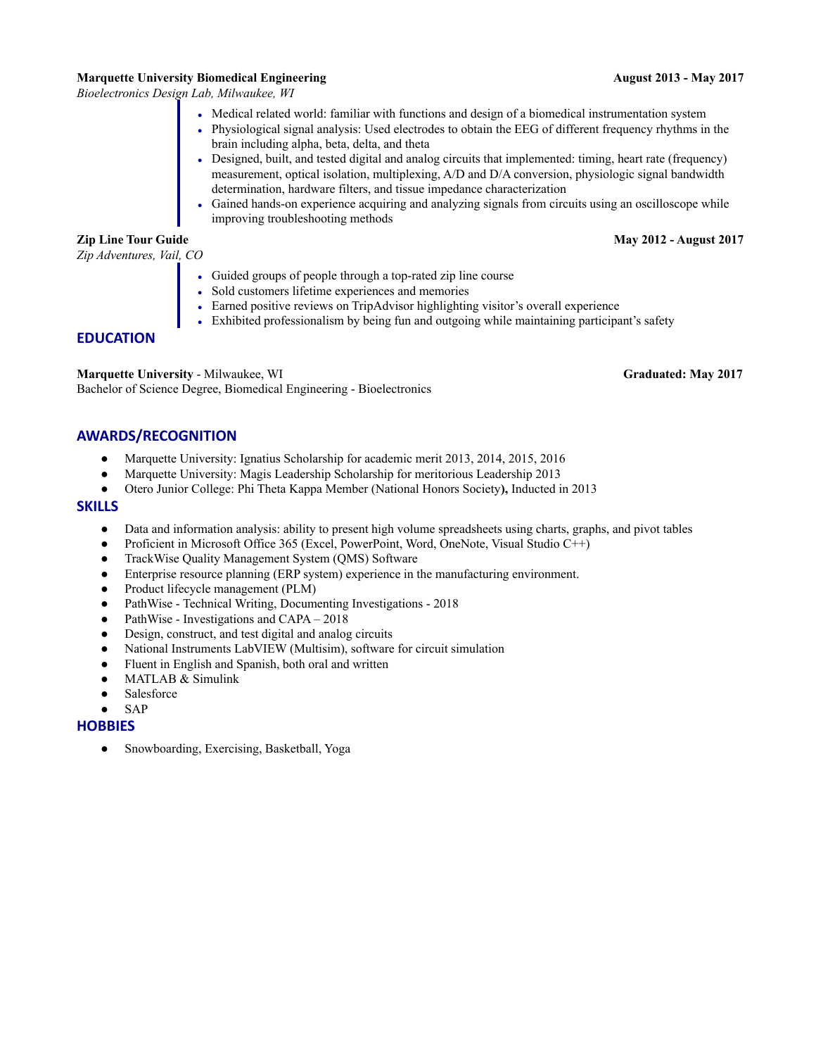**Marquette University Biomedical Engineering** **August 2013 - May 2017**
*Bioelectronics Design Lab, Milwaukee, WI*

- Medical related world: familiar with functions and design of a biomedical instrumentation system
- Physiological signal analysis: Used electrodes to obtain the EEG of different frequency rhythms in the brain including alpha, beta, delta, and theta
- Designed, built, and tested digital and analog circuits that implemented: timing, heart rate (frequency) measurement, optical isolation, multiplexing, A/D and D/A conversion, physiologic signal bandwidth determination, hardware filters, and tissue impedance characterization
- Gained hands-on experience acquiring and analyzing signals from circuits using an oscilloscope while improving troubleshooting methods

**Zip Line Tour Guide** **May 2012 - August 2017**
*Zip Adventures, Vail, CO*

- Guided groups of people through a top-rated zip line course
- Sold customers lifetime experiences and memories
- Earned positive reviews on TripAdvisor highlighting visitor's overall experience
- Exhibited professionalism by being fun and outgoing while maintaining participant's safety

## EDUCATION

**Marquette University** - Milwaukee, WI **Graduated: May 2017**
Bachelor of Science Degree, Biomedical Engineering - Bioelectronics

## AWARDS/RECOGNITION

- Marquette University: Ignatius Scholarship for academic merit 2013, 2014, 2015, 2016
- Marquette University: Magis Leadership Scholarship for meritorious Leadership 2013
- Otero Junior College: Phi Theta Kappa Member (National Honors Society**),** Inducted in 2013

## SKILLS

- Data and information analysis: ability to present high volume spreadsheets using charts, graphs, and pivot tables
- Proficient in Microsoft Office 365 (Excel, PowerPoint, Word, OneNote, Visual Studio C++)
- TrackWise Quality Management System (QMS) Software
- Enterprise resource planning (ERP system) experience in the manufacturing environment.
- Product lifecycle management (PLM)
- PathWise - Technical Writing, Documenting Investigations - 2018
- PathWise - Investigations and CAPA – 2018
- Design, construct, and test digital and analog circuits
- National Instruments LabVIEW (Multisim), software for circuit simulation
- Fluent in English and Spanish, both oral and written
- MATLAB & Simulink
- Salesforce
- SAP

## HOBBIES

- Snowboarding, Exercising, Basketball, Yoga